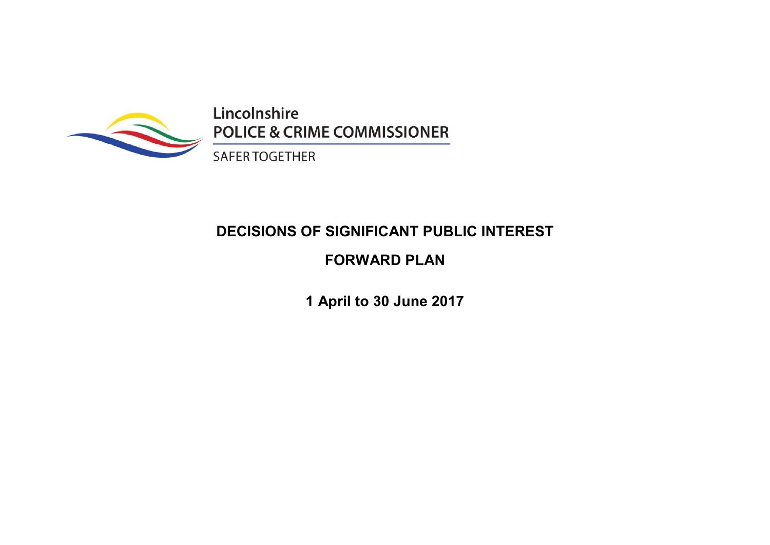Lincolnshire
POLICE & CRIME COMMISSIONER

SAFER TOGETHER

# DECISIONS OF SIGNIFICANT PUBLIC INTEREST

## FORWARD PLAN

**1 April to 30 June 2017**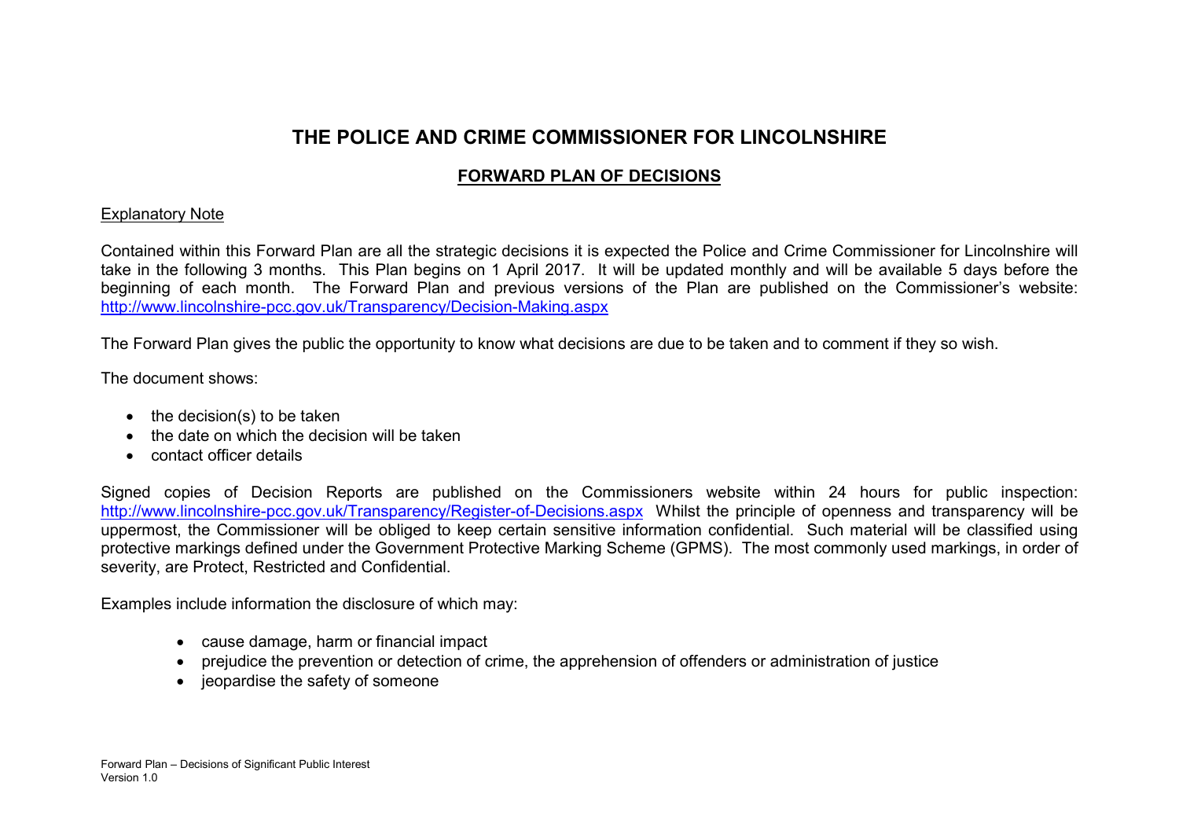# THE POLICE AND CRIME COMMISSIONER FOR LINCOLNSHIRE

## FORWARD PLAN OF DECISIONS

Explanatory Note

Contained within this Forward Plan are all the strategic decisions it is expected the Police and Crime Commissioner for Lincolnshire will take in the following 3 months. This Plan begins on 1 April 2017. It will be updated monthly and will be available 5 days before the beginning of each month. The Forward Plan and previous versions of the Plan are published on the Commissioner's website: http://www.lincolnshire-pcc.gov.uk/Transparency/Decision-Making.aspx

The Forward Plan gives the public the opportunity to know what decisions are due to be taken and to comment if they so wish.

The document shows:

- the decision(s) to be taken
- the date on which the decision will be taken
- contact officer details

Signed copies of Decision Reports are published on the Commissioners website within 24 hours for public inspection: http://www.lincolnshire-pcc.gov.uk/Transparency/Register-of-Decisions.aspx Whilst the principle of openness and transparency will be uppermost, the Commissioner will be obliged to keep certain sensitive information confidential. Such material will be classified using protective markings defined under the Government Protective Marking Scheme (GPMS). The most commonly used markings, in order of severity, are Protect, Restricted and Confidential.

Examples include information the disclosure of which may:

- cause damage, harm or financial impact
- prejudice the prevention or detection of crime, the apprehension of offenders or administration of justice
- jeopardise the safety of someone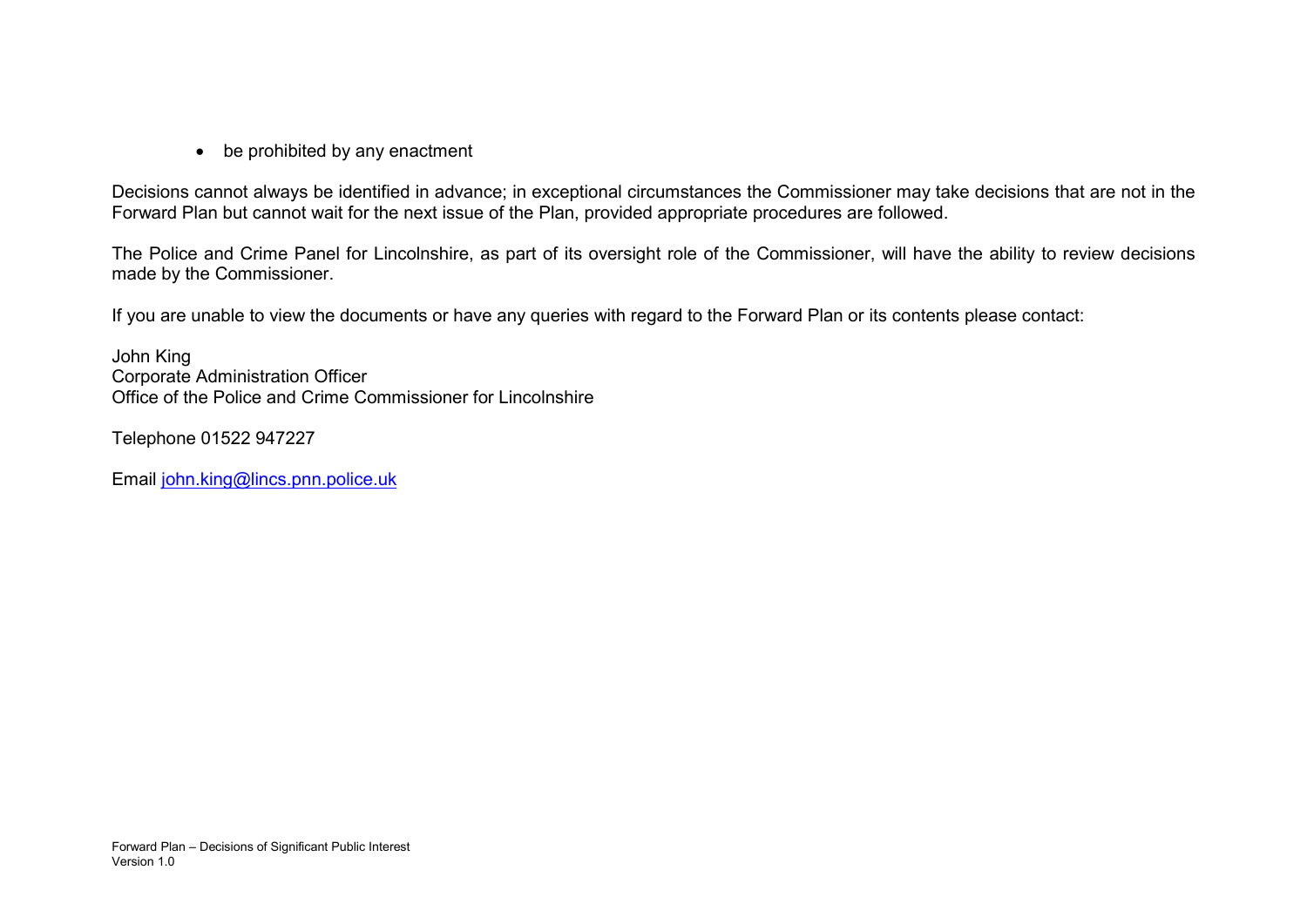- be prohibited by any enactment

Decisions cannot always be identified in advance; in exceptional circumstances the Commissioner may take decisions that are not in the Forward Plan but cannot wait for the next issue of the Plan, provided appropriate procedures are followed.

The Police and Crime Panel for Lincolnshire, as part of its oversight role of the Commissioner, will have the ability to review decisions made by the Commissioner.

If you are unable to view the documents or have any queries with regard to the Forward Plan or its contents please contact:

John King
Corporate Administration Officer
Office of the Police and Crime Commissioner for Lincolnshire

Telephone 01522 947227

Email john.king@lincs.pnn.police.uk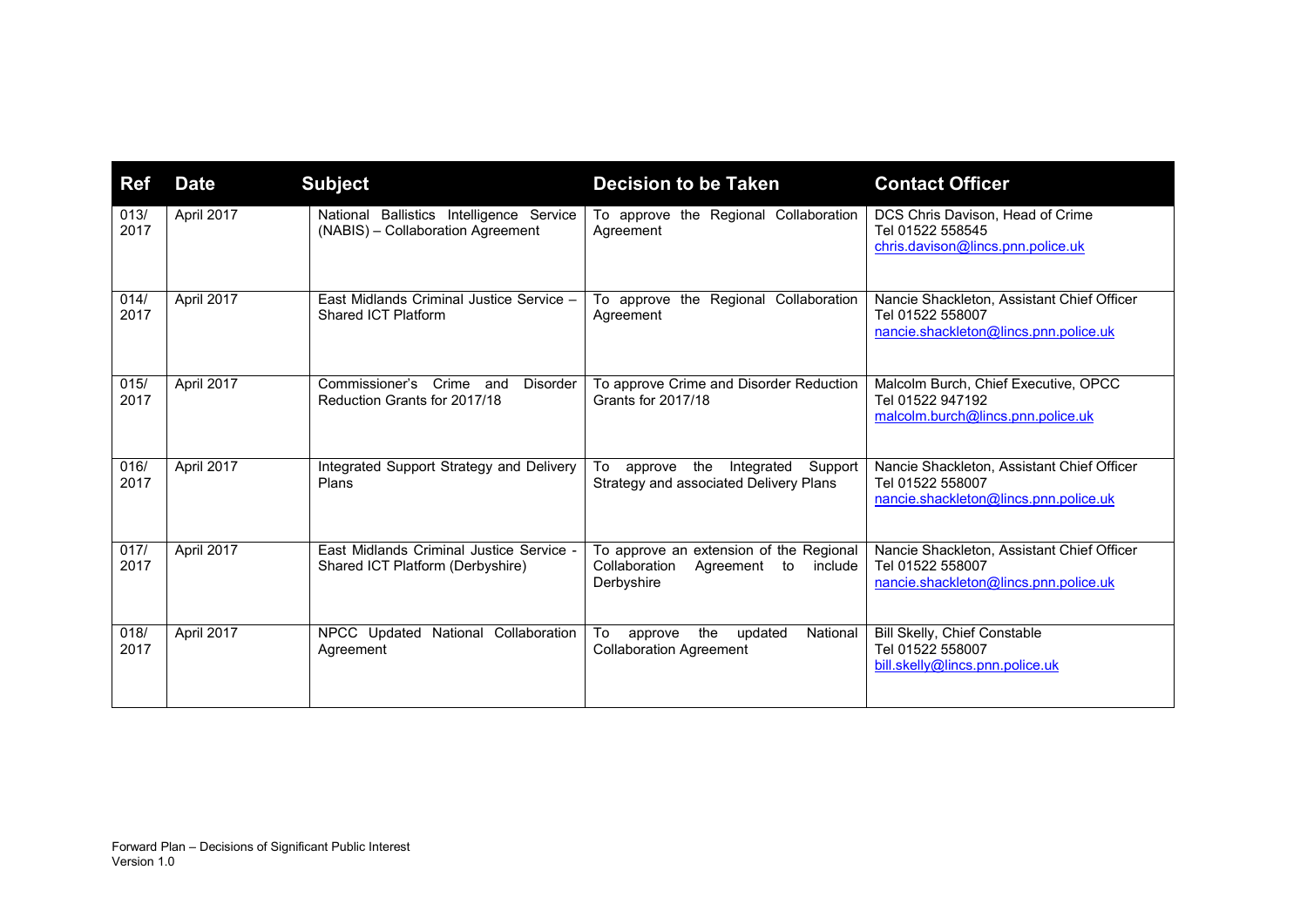| Ref | Date | Subject | Decision to be Taken | Contact Officer |
| --- | --- | --- | --- | --- |
| 013/ 2017 | April 2017 | National Ballistics Intelligence Service (NABIS) – Collaboration Agreement | To approve the Regional Collaboration Agreement | DCS Chris Davison, Head of Crime<br>Tel 01522 558545<br>chris.davison@lincs.pnn.police.uk |
| 014/ 2017 | April 2017 | East Midlands Criminal Justice Service – Shared ICT Platform | To approve the Regional Collaboration Agreement | Nancie Shackleton, Assistant Chief Officer<br>Tel 01522 558007<br>nancie.shackleton@lincs.pnn.police.uk |
| 015/ 2017 | April 2017 | Commissioner's Crime and Disorder Reduction Grants for 2017/18 | To approve Crime and Disorder Reduction Grants for 2017/18 | Malcolm Burch, Chief Executive, OPCC<br>Tel 01522 947192<br>malcolm.burch@lincs.pnn.police.uk |
| 016/ 2017 | April 2017 | Integrated Support Strategy and Delivery Plans | To approve the Integrated Support Strategy and associated Delivery Plans | Nancie Shackleton, Assistant Chief Officer<br>Tel 01522 558007<br>nancie.shackleton@lincs.pnn.police.uk |
| 017/ 2017 | April 2017 | East Midlands Criminal Justice Service - Shared ICT Platform (Derbyshire) | To approve an extension of the Regional Collaboration Agreement to include Derbyshire | Nancie Shackleton, Assistant Chief Officer<br>Tel 01522 558007<br>nancie.shackleton@lincs.pnn.police.uk |
| 018/ 2017 | April 2017 | NPCC Updated National Collaboration Agreement | To approve the updated National Collaboration Agreement | Bill Skelly, Chief Constable<br>Tel 01522 558007<br>bill.skelly@lincs.pnn.police.uk |

Forward Plan – Decisions of Significant Public Interest
Version 1.0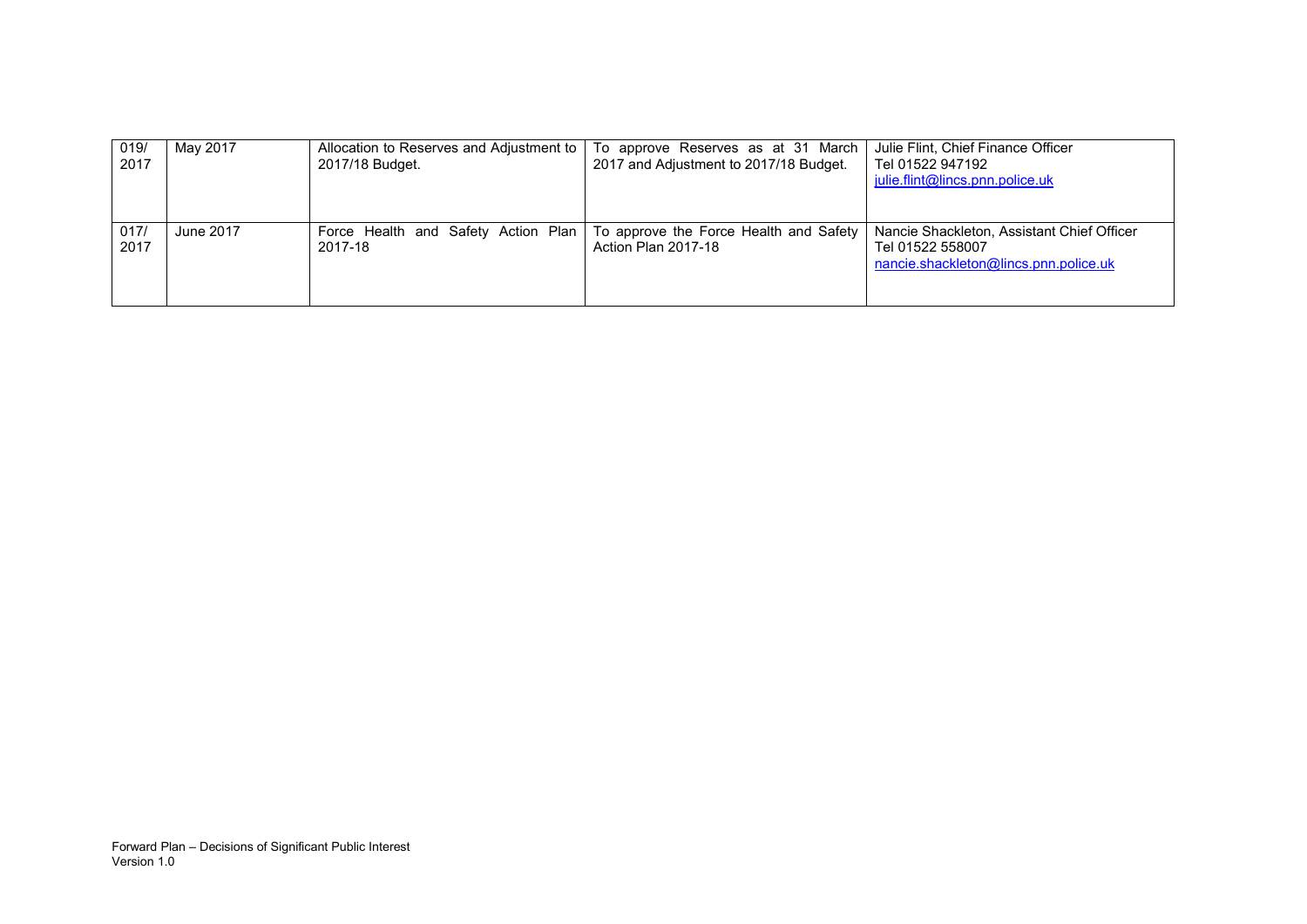| | | | | |
|---|---|---|---|---|
| 019/ 2017 | May 2017 | Allocation to Reserves and Adjustment to 2017/18 Budget. | To approve Reserves as at 31 March 2017 and Adjustment to 2017/18 Budget. | Julie Flint, Chief Finance Officer<br>Tel 01522 947192<br>julie.flint@lincs.pnn.police.uk |
| 017/ 2017 | June 2017 | Force Health and Safety Action Plan 2017-18 | To approve the Force Health and Safety Action Plan 2017-18 | Nancie Shackleton, Assistant Chief Officer<br>Tel 01522 558007<br>nancie.shackleton@lincs.pnn.police.uk |